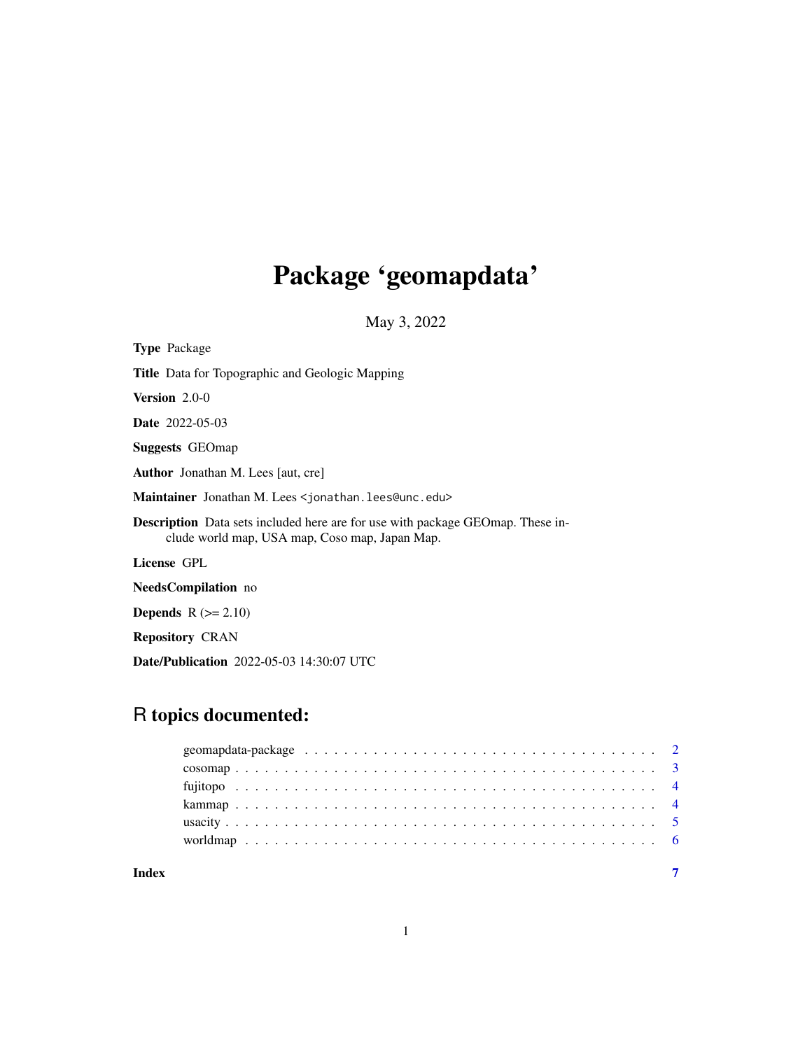# Package 'geomapdata'

May 3, 2022

**Type** Package

**Title** Data for Topographic and Geologic Mapping

**Version** 2.0-0

**Date** 2022-05-03

**Suggests** GEOmap

**Author** Jonathan M. Lees [aut, cre]

**Maintainer** Jonathan M. Lees <jonathan.lees@unc.edu>

**Description** Data sets included here are for use with package GEOmap. These include world map, USA map, Coso map, Japan Map.

**License** GPL

**NeedsCompilation** no

**Depends** R (>= 2.10)

**Repository** CRAN

**Date/Publication** 2022-05-03 14:30:07 UTC

## R topics documented:

- geomapdata-package . . . . . . . . . . . . . . . . . . . . . . . . . . . . . . . . . . . . 2
- cosomap . . . . . . . . . . . . . . . . . . . . . . . . . . . . . . . . . . . . . . . . . . 3
- fujitopo . . . . . . . . . . . . . . . . . . . . . . . . . . . . . . . . . . . . . . . . . . 4
- kammap . . . . . . . . . . . . . . . . . . . . . . . . . . . . . . . . . . . . . . . . . . 4
- usacity . . . . . . . . . . . . . . . . . . . . . . . . . . . . . . . . . . . . . . . . . . 5
- worldmap . . . . . . . . . . . . . . . . . . . . . . . . . . . . . . . . . . . . . . . . . 6

**Index** 7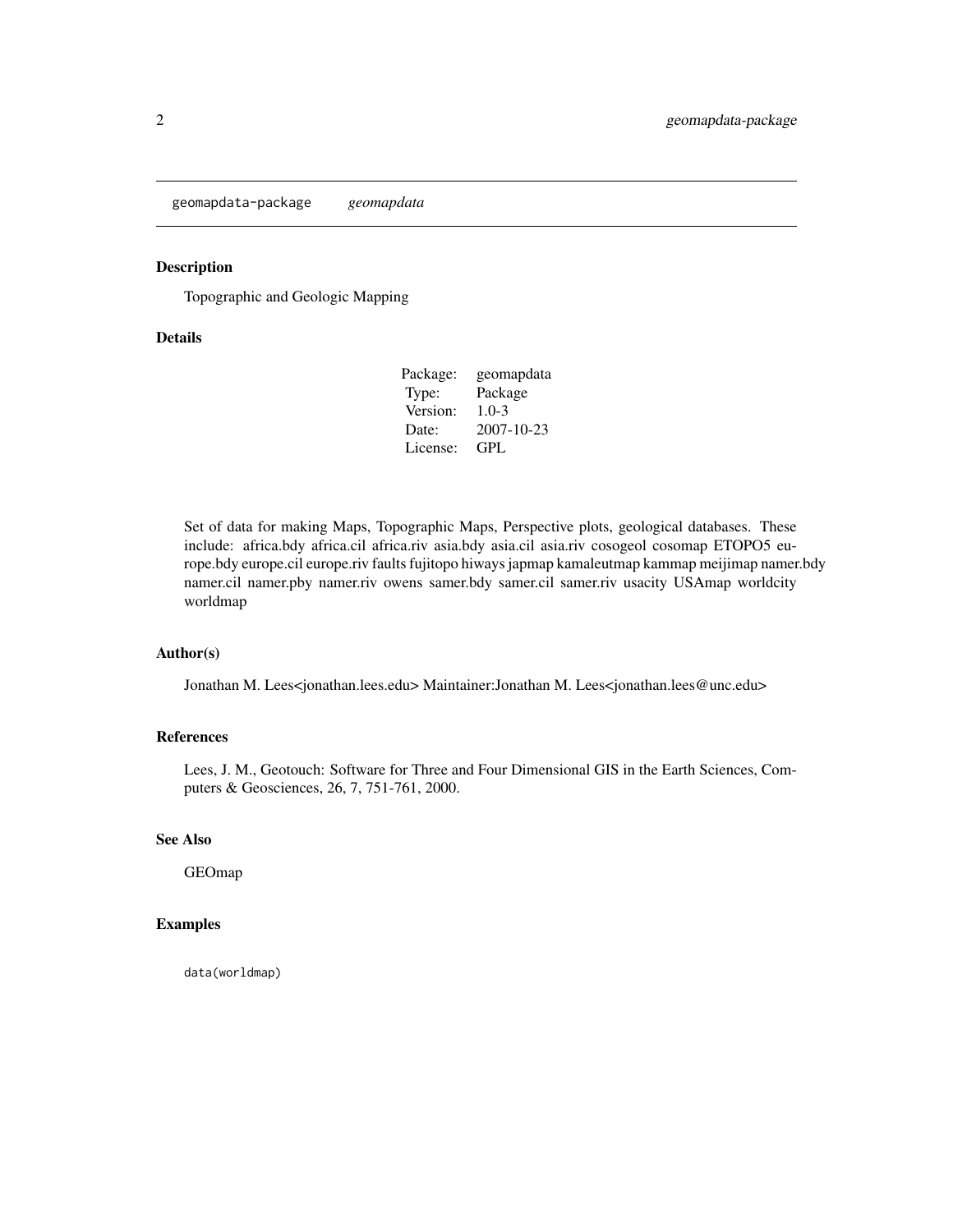geomapdata-package *geomapdata*

## Description

Topographic and Geologic Mapping

## Details

| Package: | geomapdata |
|---|---|
| Type: | Package |
| Version: | 1.0-3 |
| Date: | 2007-10-23 |
| License: | GPL |

Set of data for making Maps, Topographic Maps, Perspective plots, geological databases. These include: africa.bdy africa.cil africa.riv asia.bdy asia.cil asia.riv cosogeol cosomap ETOPO5 europe.bdy europe.cil europe.riv faults fujitopo hiways japmap kamaleutmap kammap meijimap namer.bdy namer.cil namer.pby namer.riv owens samer.bdy samer.cil samer.riv usacity USAmap worldcity worldmap

## Author(s)

Jonathan M. Lees<jonathan.lees.edu> Maintainer:Jonathan M. Lees<jonathan.lees@unc.edu>

## References

Lees, J. M., Geotouch: Software for Three and Four Dimensional GIS in the Earth Sciences, Computers & Geosciences, 26, 7, 751-761, 2000.

## See Also

GEOmap

## Examples

```
data(worldmap)
```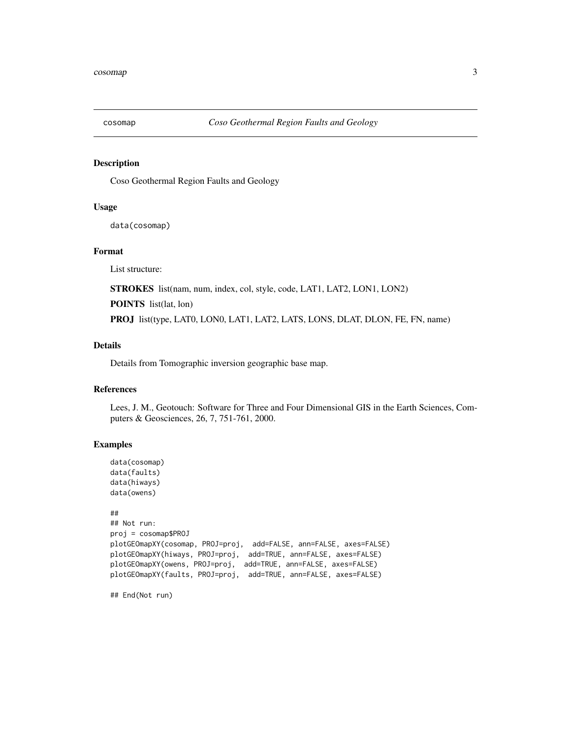# cosomap — *Coso Geothermal Region Faults and Geology*

## Description

Coso Geothermal Region Faults and Geology

## Usage

```
data(cosomap)
```

## Format

List structure:

**STROKES** list(nam, num, index, col, style, code, LAT1, LAT2, LON1, LON2)

**POINTS** list(lat, lon)

**PROJ** list(type, LAT0, LON0, LAT1, LAT2, LATS, LONS, DLAT, DLON, FE, FN, name)

## Details

Details from Tomographic inversion geographic base map.

## References

Lees, J. M., Geotouch: Software for Three and Four Dimensional GIS in the Earth Sciences, Computers & Geosciences, 26, 7, 751-761, 2000.

## Examples

```
data(cosomap)
data(faults)
data(hiways)
data(owens)

##
## Not run:
proj = cosomap$PROJ
plotGEOmapXY(cosomap, PROJ=proj,  add=FALSE, ann=FALSE, axes=FALSE)
plotGEOmapXY(hiways, PROJ=proj,  add=TRUE, ann=FALSE, axes=FALSE)
plotGEOmapXY(owens, PROJ=proj,  add=TRUE, ann=FALSE, axes=FALSE)
plotGEOmapXY(faults, PROJ=proj,  add=TRUE, ann=FALSE, axes=FALSE)

## End(Not run)
```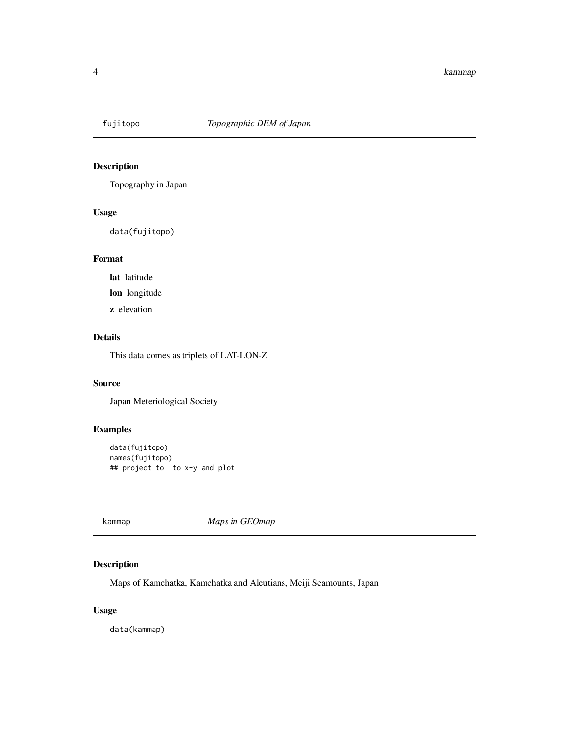## fujitopo *Topographic DEM of Japan*

### Description

Topography in Japan

### Usage

```
data(fujitopo)
```

### Format

**lat** latitude

**lon** longitude

**z** elevation

### Details

This data comes as triplets of LAT-LON-Z

### Source

Japan Meteriological Society

### Examples

```
data(fujitopo)
names(fujitopo)
## project to  to x-y and plot
```

## kammap *Maps in GEOmap*

### Description

Maps of Kamchatka, Kamchatka and Aleutians, Meiji Seamounts, Japan

### Usage

```
data(kammap)
```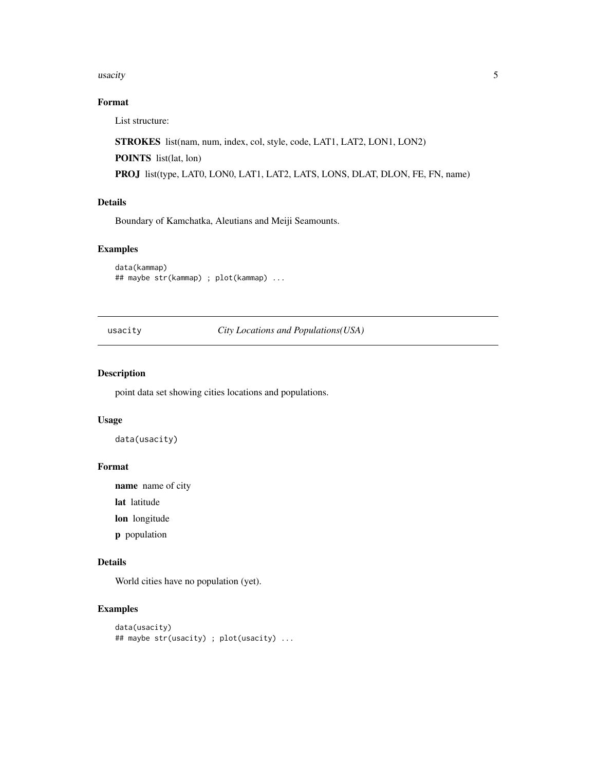### Format

List structure:

**STROKES** list(nam, num, index, col, style, code, LAT1, LAT2, LON1, LON2)

**POINTS** list(lat, lon)

**PROJ** list(type, LAT0, LON0, LAT1, LAT2, LATS, LONS, DLAT, DLON, FE, FN, name)

### Details

Boundary of Kamchatka, Aleutians and Meiji Seamounts.

### Examples

```
data(kammap)
## maybe str(kammap) ; plot(kammap) ...
```

---

## usacity — *City Locations and Populations(USA)*

---

### Description

point data set showing cities locations and populations.

### Usage

```
data(usacity)
```

### Format

**name** name of city

**lat** latitude

**lon** longitude

**p** population

### Details

World cities have no population (yet).

### Examples

```
data(usacity)
## maybe str(usacity) ; plot(usacity) ...
```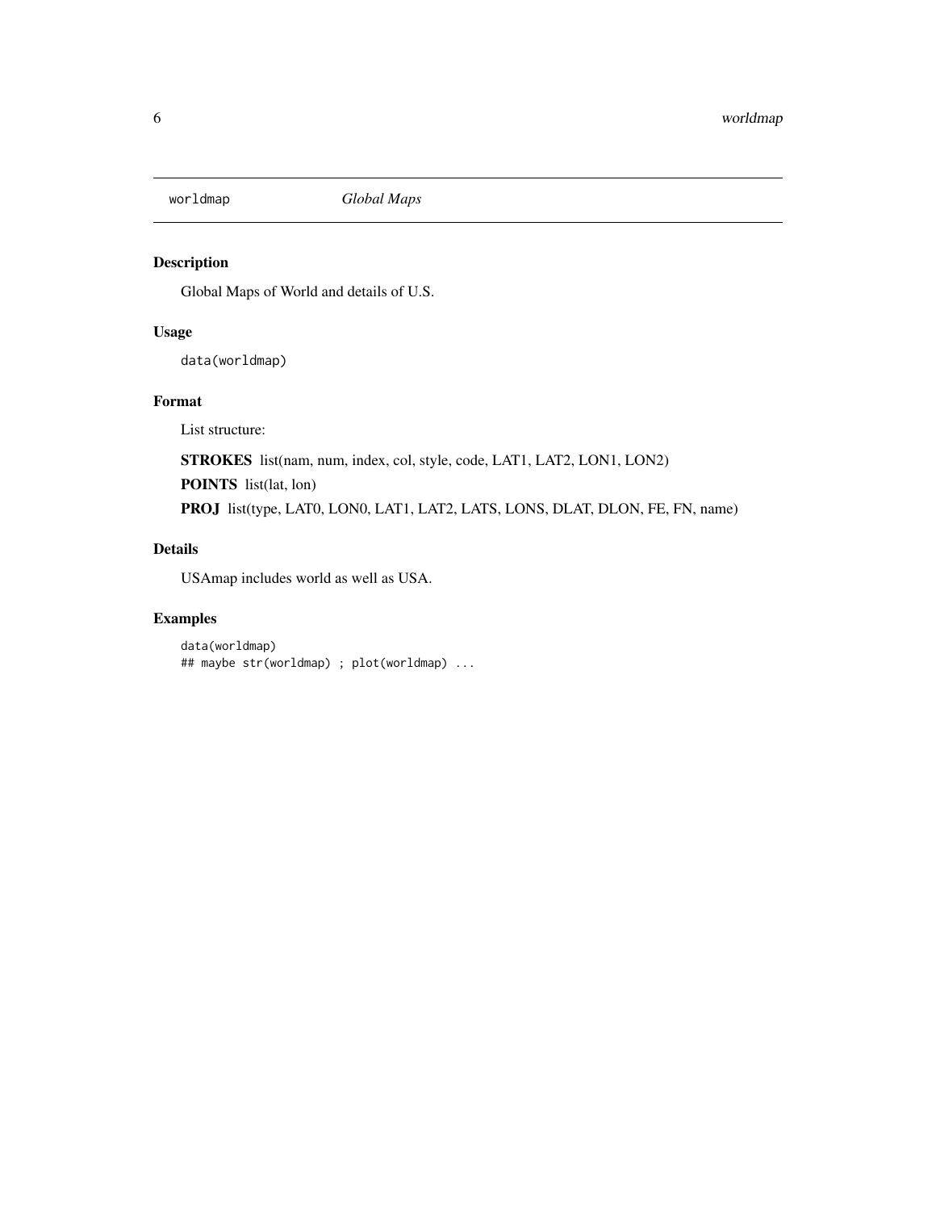# worldmap — *Global Maps*

## Description

Global Maps of World and details of U.S.

## Usage

```
data(worldmap)
```

## Format

List structure:

**STROKES** list(nam, num, index, col, style, code, LAT1, LAT2, LON1, LON2)

**POINTS** list(lat, lon)

**PROJ** list(type, LAT0, LON0, LAT1, LAT2, LATS, LONS, DLAT, DLON, FE, FN, name)

## Details

USAmap includes world as well as USA.

## Examples

```
data(worldmap)
## maybe str(worldmap) ; plot(worldmap) ...
```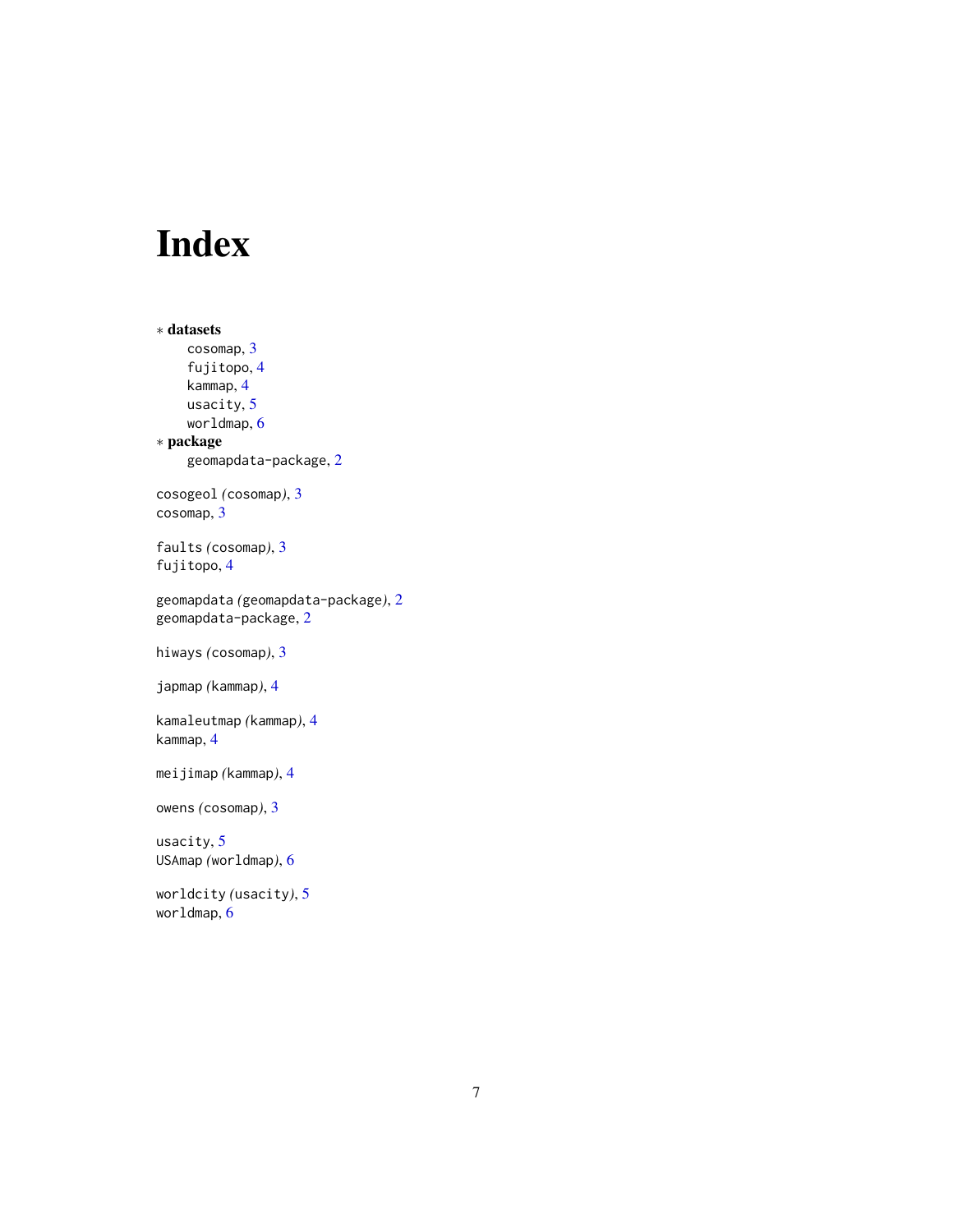# Index

∗ **datasets**
    cosomap, 3
    fujitopo, 4
    kammap, 4
    usacity, 5
    worldmap, 6
∗ **package**
    geomapdata-package, 2

cosogeol *(*cosomap*)*, 3
cosomap, 3

faults *(*cosomap*)*, 3
fujitopo, 4

geomapdata *(*geomapdata-package*)*, 2
geomapdata-package, 2

hiways *(*cosomap*)*, 3

japmap *(*kammap*)*, 4

kamaleutmap *(*kammap*)*, 4
kammap, 4

meijimap *(*kammap*)*, 4

owens *(*cosomap*)*, 3

usacity, 5
USAmap *(*worldmap*)*, 6

worldcity *(*usacity*)*, 5
worldmap, 6